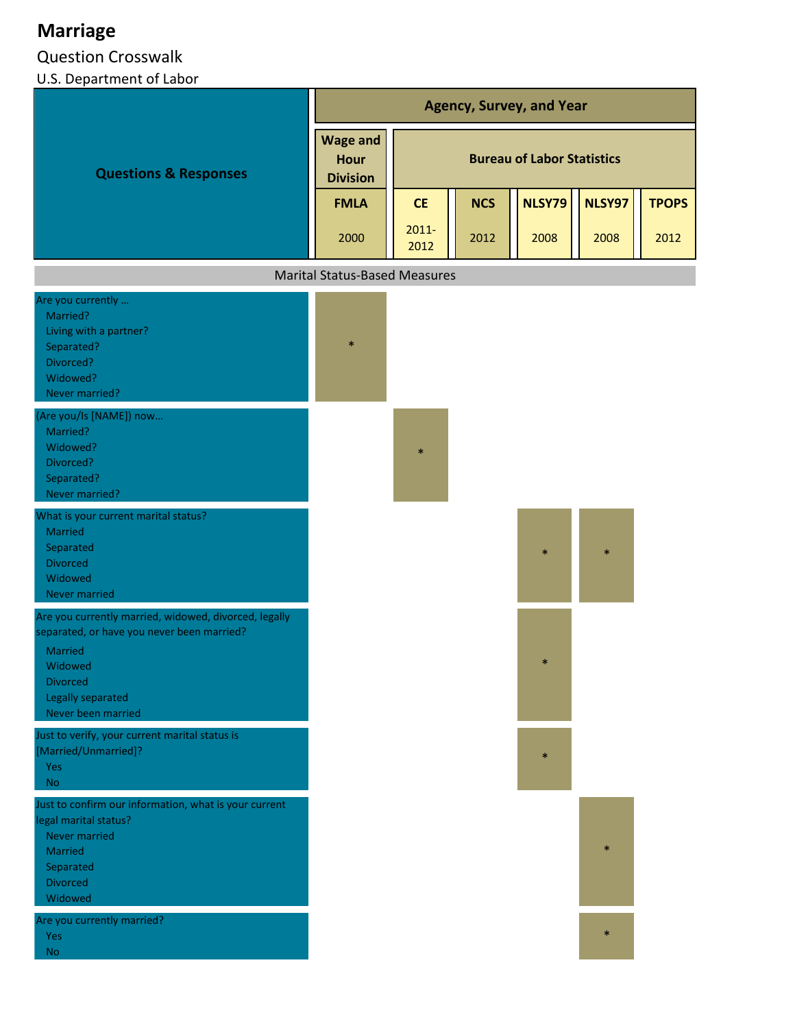# Marriage

Question Crosswalk

U.S. Department of Labor

| Questions & Responses | Agency, Survey, and Year | | | | | |
|---|---|---|---|---|---|---|
| | Wage and Hour Division | Bureau of Labor Statistics | | | | |
| | FMLA 2000 | CE 2011-2012 | NCS 2012 | NLSY79 2008 | NLSY97 2008 | TPOPS 2012 |
| **Marital Status-Based Measures** | | | | | | |
| Are you currently … Married? Living with a partner? Separated? Divorced? Widowed? Never married? | * | | | | | |
| (Are you/Is [NAME]) now… Married? Widowed? Divorced? Separated? Never married? | | * | | | | |
| What is your current marital status? Married Separated Divorced Widowed Never married | | | | * | * | |
| Are you currently married, widowed, divorced, legally separated, or have you never been married? Married Widowed Divorced Legally separated Never been married | | | | * | | |
| Just to verify, your current marital status is [Married/Unmarried]? Yes No | | | | * | | |
| Just to confirm our information, what is your current legal marital status? Never married Married Separated Divorced Widowed | | | | | * | |
| Are you currently married? Yes No | | | | | * | |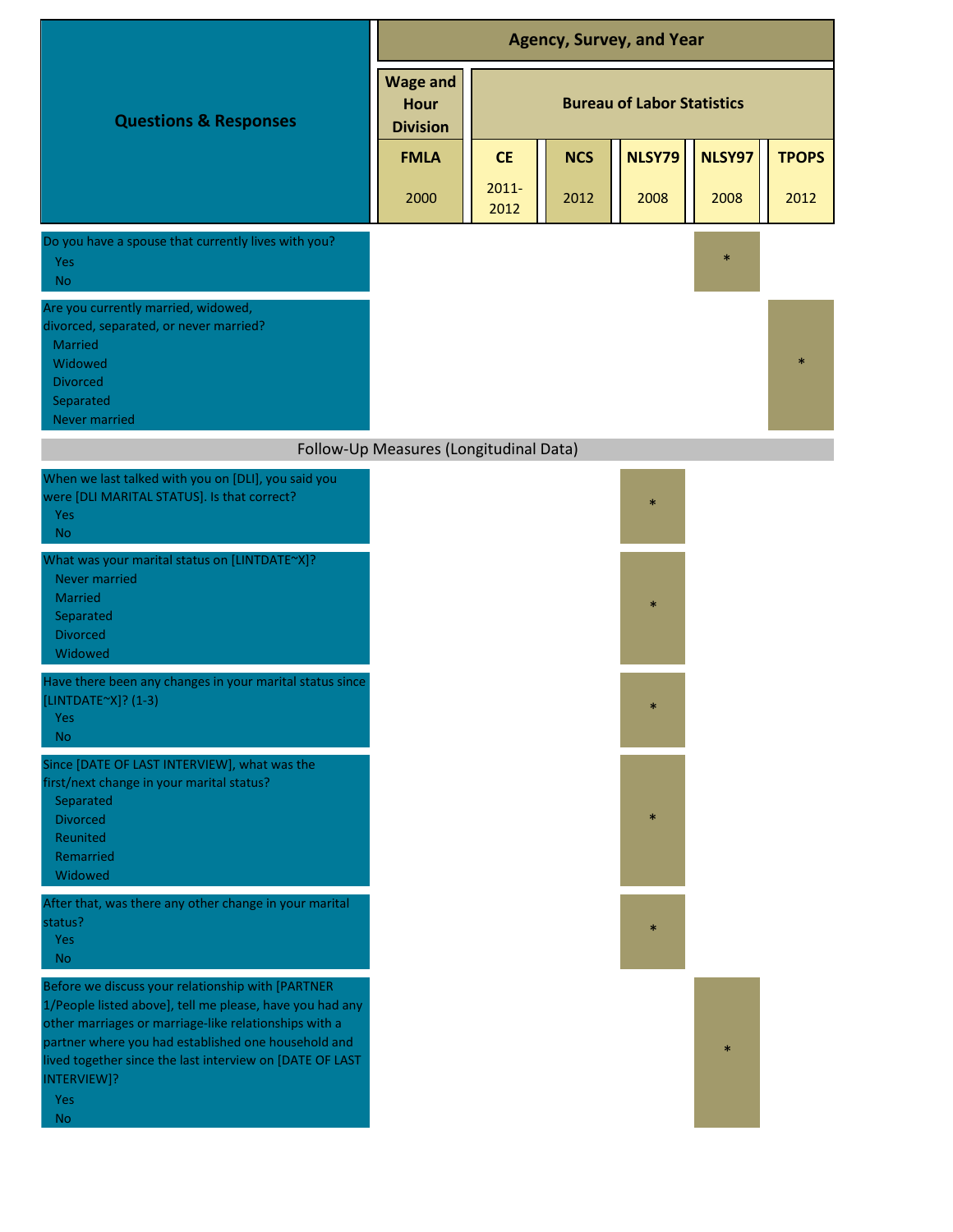| Questions & Responses | Wage and Hour Division | Bureau of Labor Statistics | | | | |
|---|---|---|---|---|---|---|
| | FMLA 2000 | CE 2011-2012 | NCS 2012 | NLSY79 2008 | NLSY97 2008 | TPOPS 2012 |
| Do you have a spouse that currently lives with you?<br>Yes<br>No | | | | | * | |
| Are you currently married, widowed, divorced, separated, or never married?<br>Married<br>Widowed<br>Divorced<br>Separated<br>Never married | | | | | | * |
| **Follow-Up Measures (Longitudinal Data)** | | | | | | |
| When we last talked with you on [DLI], you said you were [DLI MARITAL STATUS]. Is that correct?<br>Yes<br>No | | | | * | | |
| What was your marital status on [LINTDATE~X]?<br>Never married<br>Married<br>Separated<br>Divorced<br>Widowed | | | | * | | |
| Have there been any changes in your marital status since [LINTDATE~X]? (1-3)<br>Yes<br>No | | | | * | | |
| Since [DATE OF LAST INTERVIEW], what was the first/next change in your marital status?<br>Separated<br>Divorced<br>Reunited<br>Remarried<br>Widowed | | | | * | | |
| After that, was there any other change in your marital status?<br>Yes<br>No | | | | * | | |
| Before we discuss your relationship with [PARTNER 1/People listed above], tell me please, have you had any other marriages or marriage-like relationships with a partner where you had established one household and lived together since the last interview on [DATE OF LAST INTERVIEW]?<br>Yes<br>No | | | | | * | |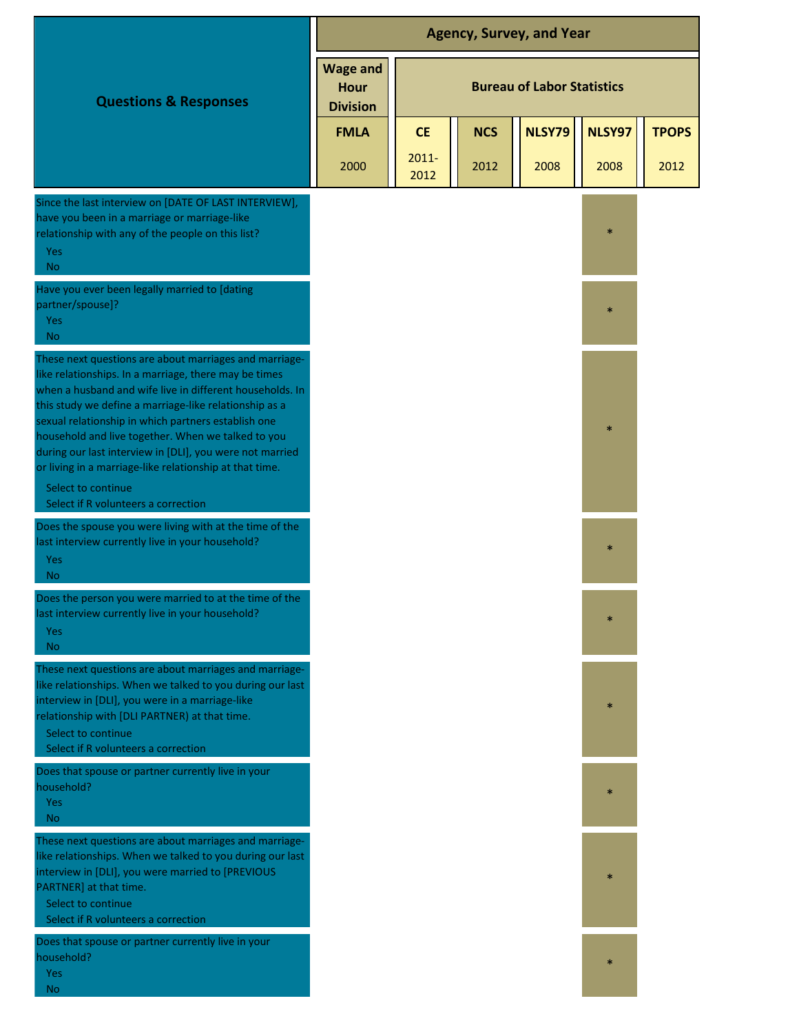| Questions & Responses | Agency, Survey, and Year | | | | | |
|---|---|---|---|---|---|---|
| | Wage and Hour Division | Bureau of Labor Statistics | | | | |
| | FMLA 2000 | CE 2011-2012 | NCS 2012 | NLSY79 2008 | NLSY97 2008 | TPOPS 2012 |
| Since the last interview on [DATE OF LAST INTERVIEW], have you been in a marriage or marriage-like relationship with any of the people on this list?<br>Yes<br>No | | | | | * | |
| Have you ever been legally married to [dating partner/spouse]?<br>Yes<br>No | | | | | * | |
| These next questions are about marriages and marriage-like relationships. In a marriage, there may be times when a husband and wife live in different households. In this study we define a marriage-like relationship as a sexual relationship in which partners establish one household and live together. When we talked to you during our last interview in [DLI], you were not married or living in a marriage-like relationship at that time.<br>Select to continue<br>Select if R volunteers a correction | | | | | * | |
| Does the spouse you were living with at the time of the last interview currently live in your household?<br>Yes<br>No | | | | | * | |
| Does the person you were married to at the time of the last interview currently live in your household?<br>Yes<br>No | | | | | * | |
| These next questions are about marriages and marriage-like relationships. When we talked to you during our last interview in [DLI], you were in a marriage-like relationship with [DLI PARTNER] at that time.<br>Select to continue<br>Select if R volunteers a correction | | | | | * | |
| Does that spouse or partner currently live in your household?<br>Yes<br>No | | | | | * | |
| These next questions are about marriages and marriage-like relationships. When we talked to you during our last interview in [DLI], you were married to [PREVIOUS PARTNER] at that time.<br>Select to continue<br>Select if R volunteers a correction | | | | | * | |
| Does that spouse or partner currently live in your household?<br>Yes<br>No | | | | | * | |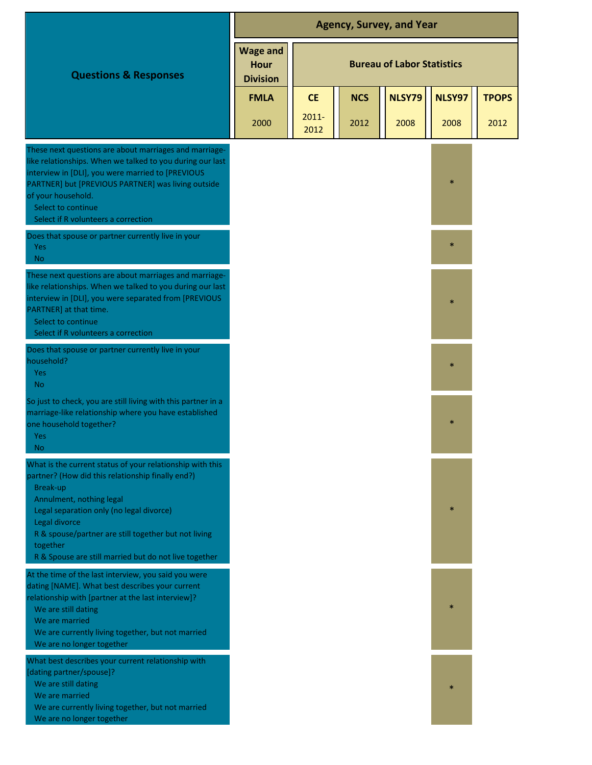| Questions & Responses | Agency, Survey, and Year | | | | | |
|---|---|---|---|---|---|---|
| | Wage and Hour Division | Bureau of Labor Statistics | | | | |
| | FMLA 2000 | CE 2011-2012 | NCS 2012 | NLSY79 2008 | NLSY97 2008 | TPOPS 2012 |
| These next questions are about marriages and marriage-like relationships. When we talked to you during our last interview in [DLI], you were married to [PREVIOUS PARTNER] but [PREVIOUS PARTNER] was living outside of your household.<br>Select to continue<br>Select if R volunteers a correction | | | | | * | |
| Does that spouse or partner currently live in your<br>Yes<br>No | | | | | * | |
| These next questions are about marriages and marriage-like relationships. When we talked to you during our last interview in [DLI], you were separated from [PREVIOUS PARTNER] at that time.<br>Select to continue<br>Select if R volunteers a correction | | | | | * | |
| Does that spouse or partner currently live in your household?<br>Yes<br>No | | | | | * | |
| So just to check, you are still living with this partner in a marriage-like relationship where you have established one household together?<br>Yes<br>No | | | | | * | |
| What is the current status of your relationship with this partner? (How did this relationship finally end?)<br>Break-up<br>Annulment, nothing legal<br>Legal separation only (no legal divorce)<br>Legal divorce<br>R & spouse/partner are still together but not living together<br>R & Spouse are still married but do not live together | | | | | * | |
| At the time of the last interview, you said you were dating [NAME]. What best describes your current relationship with [partner at the last interview]?<br>We are still dating<br>We are married<br>We are currently living together, but not married<br>We are no longer together | | | | | * | |
| What best describes your current relationship with [dating partner/spouse]?<br>We are still dating<br>We are married<br>We are currently living together, but not married<br>We are no longer together | | | | | * | |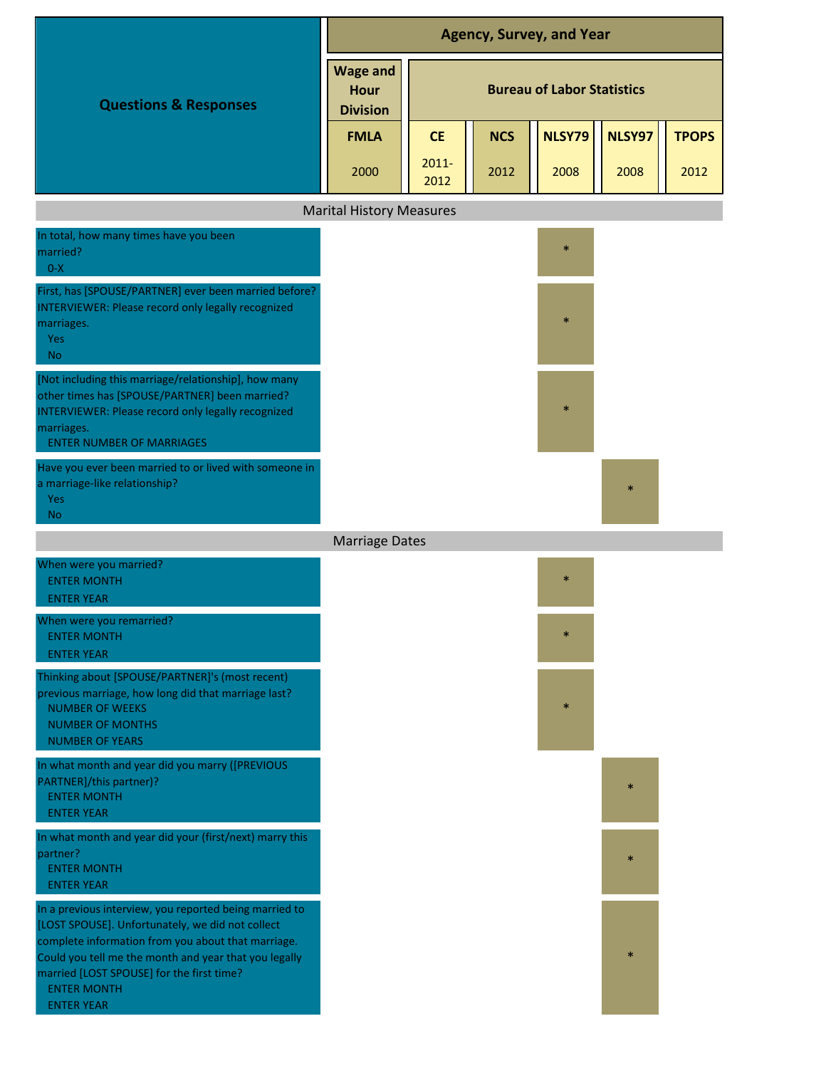| Questions & Responses | Agency, Survey, and Year | | | | | |
|---|---|---|---|---|---|---|
| | Wage and Hour Division | Bureau of Labor Statistics | | | | |
| | FMLA 2000 | CE 2011-2012 | NCS 2012 | NLSY79 2008 | NLSY97 2008 | TPOPS 2012 |
| **Marital History Measures** | | | | | | |
| In total, how many times have you been married?<br>0-X | | | | * | | |
| First, has [SPOUSE/PARTNER] ever been married before? INTERVIEWER: Please record only legally recognized marriages.<br>Yes<br>No | | | | * | | |
| [Not including this marriage/relationship], how many other times has [SPOUSE/PARTNER] been married? INTERVIEWER: Please record only legally recognized marriages.<br>ENTER NUMBER OF MARRIAGES | | | | * | | |
| Have you ever been married to or lived with someone in a marriage-like relationship?<br>Yes<br>No | | | | | * | |
| **Marriage Dates** | | | | | | |
| When were you married?<br>ENTER MONTH<br>ENTER YEAR | | | | * | | |
| When were you remarried?<br>ENTER MONTH<br>ENTER YEAR | | | | * | | |
| Thinking about [SPOUSE/PARTNER]'s (most recent) previous marriage, how long did that marriage last?<br>NUMBER OF WEEKS<br>NUMBER OF MONTHS<br>NUMBER OF YEARS | | | | * | | |
| In what month and year did you marry ([PREVIOUS PARTNER]/this partner)?<br>ENTER MONTH<br>ENTER YEAR | | | | | * | |
| In what month and year did your (first/next) marry this partner?<br>ENTER MONTH<br>ENTER YEAR | | | | | * | |
| In a previous interview, you reported being married to [LOST SPOUSE]. Unfortunately, we did not collect complete information from you about that marriage. Could you tell me the month and year that you legally married [LOST SPOUSE] for the first time?<br>ENTER MONTH<br>ENTER YEAR | | | | | * | |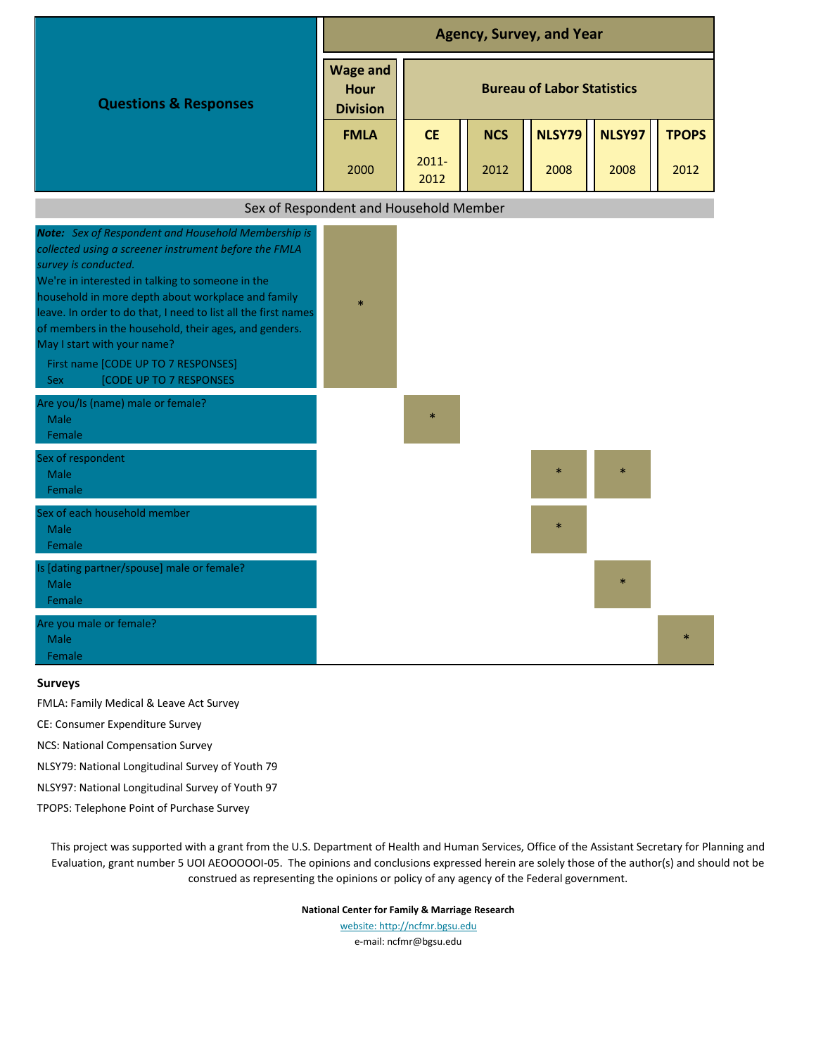| Questions & Responses | Agency, Survey, and Year | | | | | |
|---|---|---|---|---|---|---|
| | Wage and Hour Division | Bureau of Labor Statistics | | | | |
| | FMLA 2000 | CE 2011-2012 | NCS 2012 | NLSY79 2008 | NLSY97 2008 | TPOPS 2012 |
| **Sex of Respondent and Household Member** | | | | | | |
| ***Note:*** *Sex of Respondent and Household Membership is collected using a screener instrument before the FMLA survey is conducted.*<br>We're in interested in talking to someone in the household in more depth about workplace and family leave. In order to do that, I need to list all the first names of members in the household, their ages, and genders. May I start with your name?<br>First name [CODE UP TO 7 RESPONSES]<br>Sex [CODE UP TO 7 RESPONSES] | * | | | | | |
| Are you/Is (name) male or female?<br>Male<br>Female | | * | | | | |
| Sex of respondent<br>Male<br>Female | | | | * | * | |
| Sex of each household member<br>Male<br>Female | | | | * | | |
| Is [dating partner/spouse] male or female?<br>Male<br>Female | | | | | * | |
| Are you male or female?<br>Male<br>Female | | | | | | * |

**Surveys**

FMLA: Family Medical & Leave Act Survey

CE: Consumer Expenditure Survey

NCS: National Compensation Survey

NLSY79: National Longitudinal Survey of Youth 79

NLSY97: National Longitudinal Survey of Youth 97

TPOPS: Telephone Point of Purchase Survey

This project was supported with a grant from the U.S. Department of Health and Human Services, Office of the Assistant Secretary for Planning and Evaluation, grant number 5 UOI AEOOOOOI-05. The opinions and conclusions expressed herein are solely those of the author(s) and should not be construed as representing the opinions or policy of any agency of the Federal government.

**National Center for Family & Marriage Research**

website: http://ncfmr.bgsu.edu

e-mail: ncfmr@bgsu.edu